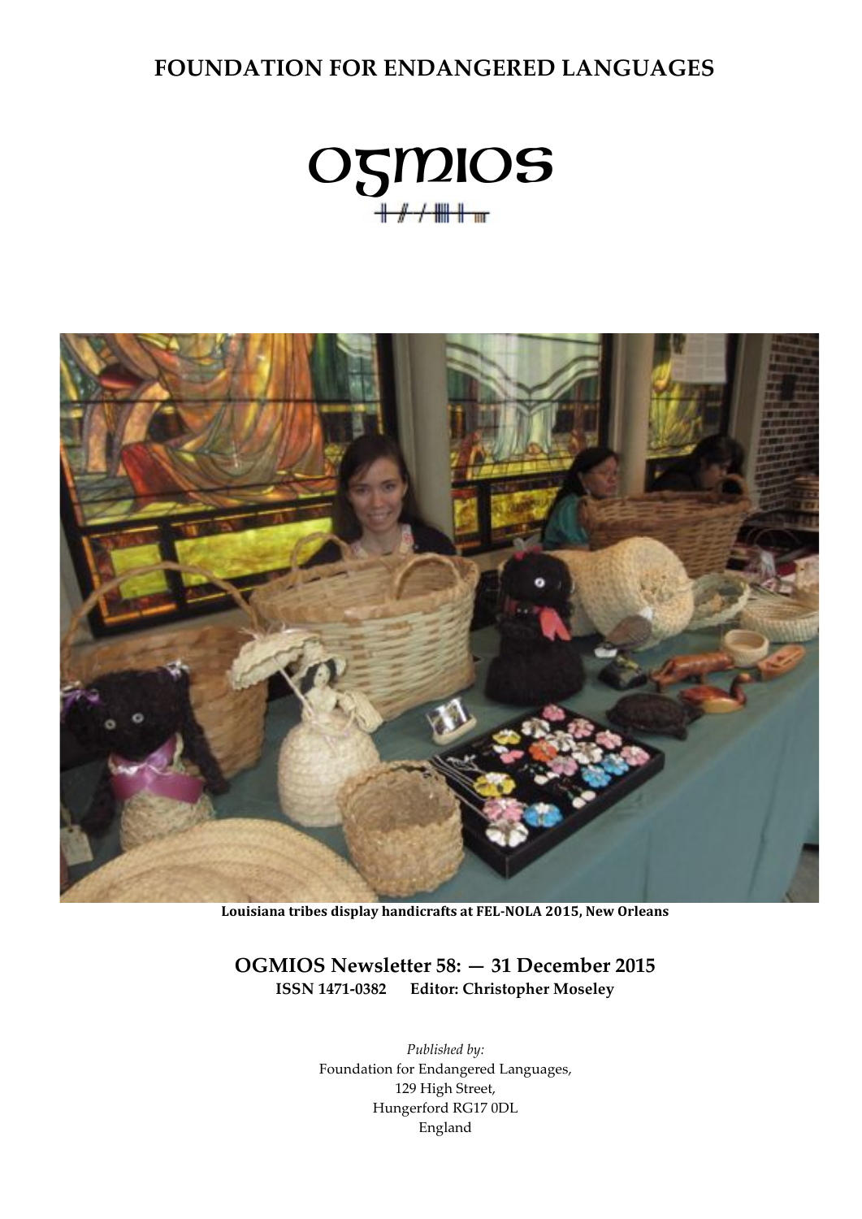# FOUNDATION FOR ENDANGERED LANGUAGES

# OGMIOS

Louisiana tribes display handicrafts at FEL-NOLA 2015, New Orleans

**OGMIOS Newsletter 58: — 31 December 2015**

**ISSN 1471-0382 Editor: Christopher Moseley**

*Published by:*
Foundation for Endangered Languages,
129 High Street,
Hungerford RG17 0DL
England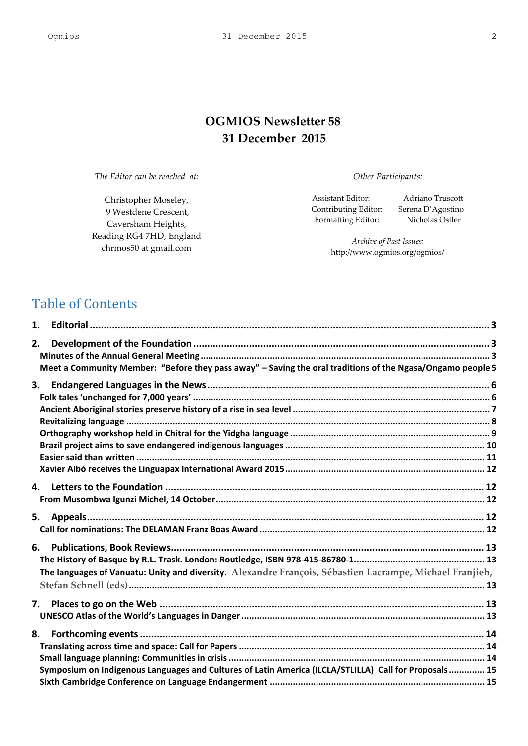# OGMIOS Newsletter 58
# 31 December 2015

*The Editor can be reached at:*

Christopher Moseley,
9 Westdene Crescent,
Caversham Heights,
Reading RG4 7HD, England
chrmos50 at gmail.com

*Other Participants:*

Assistant Editor: Adriano Truscott
Contributing Editor: Serena D'Agostino
Formatting Editor: Nicholas Ostler

*Archive of Past Issues:*
http://www.ogmios.org/ogmios/

## Table of Contents

**1. Editorial** ..... 3

**2. Development of the Foundation** ..... 3
- **Minutes of the Annual General Meeting** ..... 3
- **Meet a Community Member: "Before they pass away" – Saving the oral traditions of the Ngasa/Ongamo people** 5

**3. Endangered Languages in the News** ..... 6
- **Folk tales 'unchanged for 7,000 years'** ..... 6
- **Ancient Aboriginal stories preserve history of a rise in sea level** ..... 7
- **Revitalizing language** ..... 8
- **Orthography workshop held in Chitral for the Yidgha language** ..... 9
- **Brazil project aims to save endangered indigenous languages** ..... 10
- **Easier said than written** ..... 11
- **Xavier Albó receives the Linguapax International Award 2015** ..... 12

**4. Letters to the Foundation** ..... 12
- **From Musombwa Igunzi Michel, 14 October** ..... 12

**5. Appeals** ..... 12
- **Call for nominations: The DELAMAN Franz Boas Award** ..... 12

**6. Publications, Book Reviews** ..... 13
- **The History of Basque by R.L. Trask. London: Routledge, ISBN 978-415-86780-1** ..... 13
- **The languages of Vanuatu: Unity and diversity.** Alexandre François, Sébastien Lacrampe, Michael Franjieh, Stefan Schnell (eds) ..... 13

**7. Places to go on the Web** ..... 13
- **UNESCO Atlas of the World's Languages in Danger** ..... 13

**8. Forthcoming events** ..... 14
- **Translating across time and space: Call for Papers** ..... 14
- **Small language planning: Communities in crisis** ..... 14
- **Symposium on Indigenous Languages and Cultures of Latin America (ILCLA/STLILLA) Call for Proposals** ..... 15
- **Sixth Cambridge Conference on Language Endangerment** ..... 15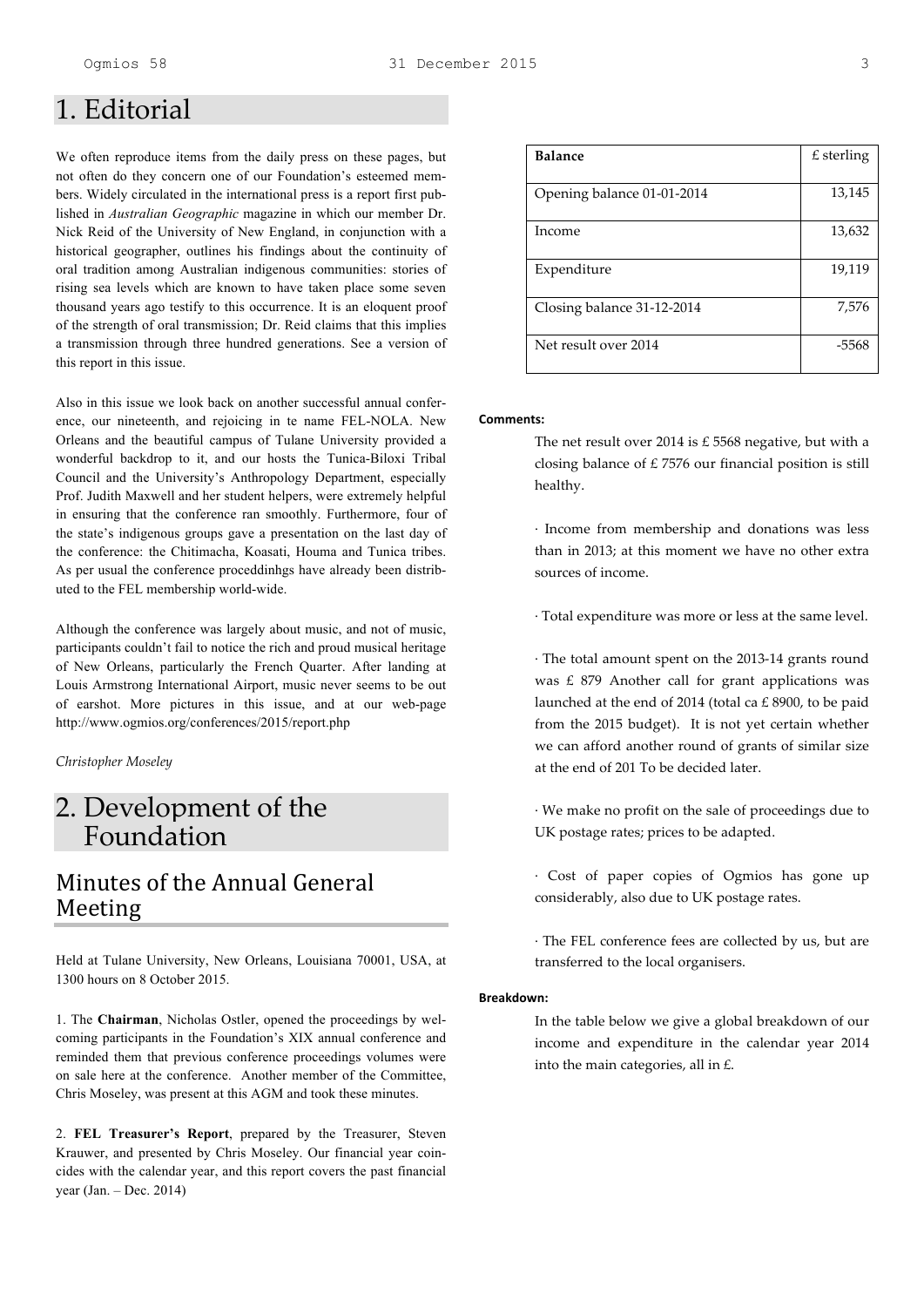# 1. Editorial

We often reproduce items from the daily press on these pages, but not often do they concern one of our Foundation's esteemed members. Widely circulated in the international press is a report first published in *Australian Geographic* magazine in which our member Dr. Nick Reid of the University of New England, in conjunction with a historical geographer, outlines his findings about the continuity of oral tradition among Australian indigenous communities: stories of rising sea levels which are known to have taken place some seven thousand years ago testify to this occurrence. It is an eloquent proof of the strength of oral transmission; Dr. Reid claims that this implies a transmission through three hundred generations. See a version of this report in this issue.

Also in this issue we look back on another successful annual conference, our nineteenth, and rejoicing in te name FEL-NOLA. New Orleans and the beautiful campus of Tulane University provided a wonderful backdrop to it, and our hosts the Tunica-Biloxi Tribal Council and the University's Anthropology Department, especially Prof. Judith Maxwell and her student helpers, were extremely helpful in ensuring that the conference ran smoothly. Furthermore, four of the state's indigenous groups gave a presentation on the last day of the conference: the Chitimacha, Koasati, Houma and Tunica tribes. As per usual the conference proceddinhgs have already been distributed to the FEL membership world-wide.

Although the conference was largely about music, and not of music, participants couldn't fail to notice the rich and proud musical heritage of New Orleans, particularly the French Quarter. After landing at Louis Armstrong International Airport, music never seems to be out of earshot. More pictures in this issue, and at our web-page http://www.ogmios.org/conferences/2015/report.php

*Christopher Moseley*

# 2. Development of the Foundation

## Minutes of the Annual General Meeting

Held at Tulane University, New Orleans, Louisiana 70001, USA, at 1300 hours on 8 October 2015.

1. The **Chairman**, Nicholas Ostler, opened the proceedings by welcoming participants in the Foundation's XIX annual conference and reminded them that previous conference proceedings volumes were on sale here at the conference. Another member of the Committee, Chris Moseley, was present at this AGM and took these minutes.

2. **FEL Treasurer's Report**, prepared by the Treasurer, Steven Krauwer, and presented by Chris Moseley. Our financial year coincides with the calendar year, and this report covers the past financial year (Jan. – Dec. 2014)

| **Balance** | £ sterling |
|---|---|
| Opening balance 01-01-2014 | 13,145 |
| Income | 13,632 |
| Expenditure | 19,119 |
| Closing balance 31-12-2014 | 7,576 |
| Net result over 2014 | -5568 |

**Comments:**

The net result over 2014 is £ 5568 negative, but with a closing balance of £ 7576 our financial position is still healthy.

· Income from membership and donations was less than in 2013; at this moment we have no other extra sources of income.

· Total expenditure was more or less at the same level.

· The total amount spent on the 2013-14 grants round was £ 879 Another call for grant applications was launched at the end of 2014 (total ca £ 8900, to be paid from the 2015 budget). It is not yet certain whether we can afford another round of grants of similar size at the end of 201 To be decided later.

· We make no profit on the sale of proceedings due to UK postage rates; prices to be adapted.

· Cost of paper copies of Ogmios has gone up considerably, also due to UK postage rates.

· The FEL conference fees are collected by us, but are transferred to the local organisers.

**Breakdown:**

In the table below we give a global breakdown of our income and expenditure in the calendar year 2014 into the main categories, all in £.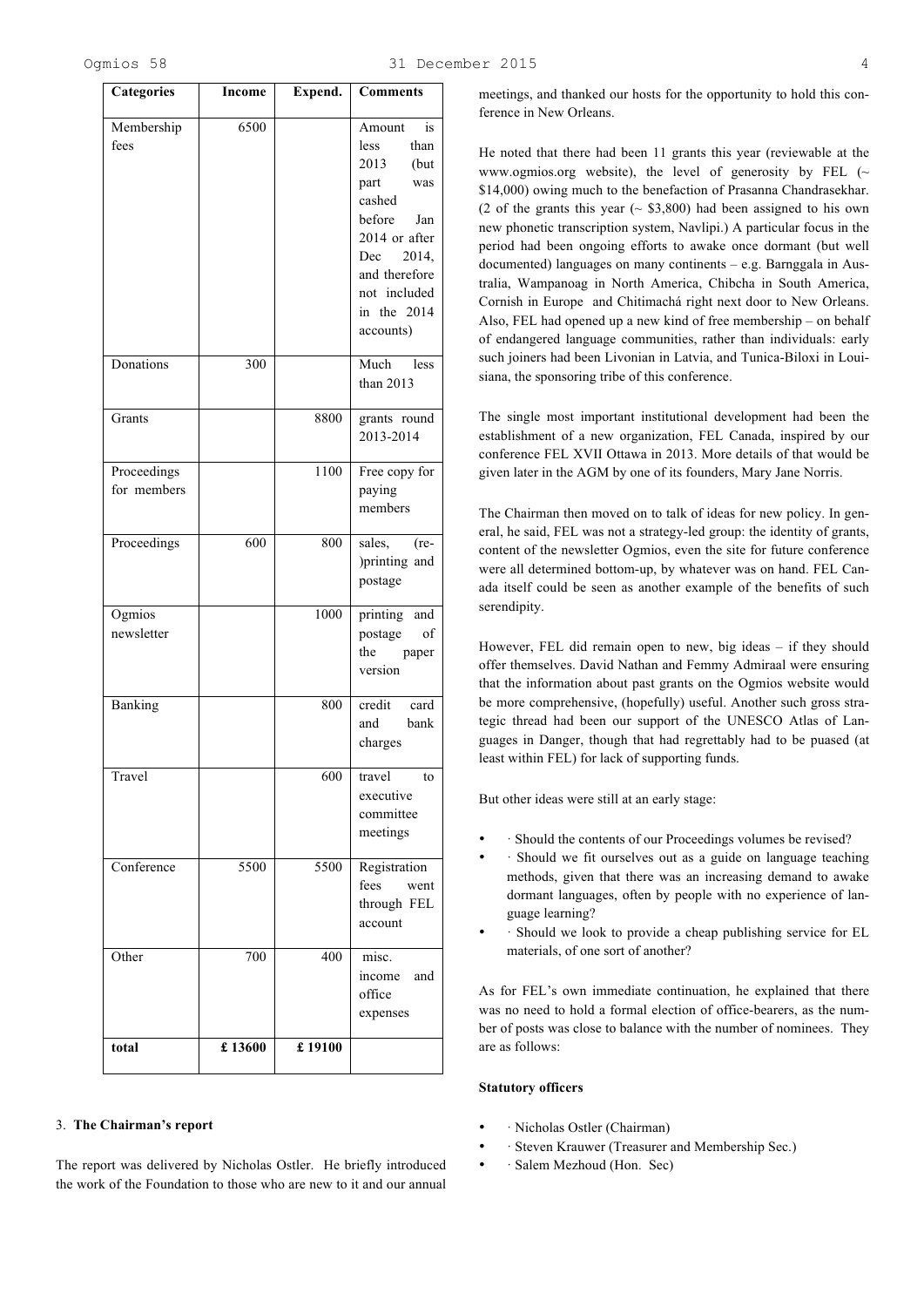| Categories | Income | Expend. | Comments |
|---|---|---|---|
| Membership fees | 6500 | | Amount is less than 2013 (but part was cashed before Jan 2014 or after Dec 2014, and therefore not included in the 2014 accounts) |
| Donations | 300 | | Much less than 2013 |
| Grants | | 8800 | grants round 2013-2014 |
| Proceedings for members | | 1100 | Free copy for paying members |
| Proceedings | 600 | 800 | sales, (re-)printing and postage |
| Ogmios newsletter | | 1000 | printing and postage of the paper version |
| Banking | | 800 | credit card and bank charges |
| Travel | | 600 | travel to executive committee meetings |
| Conference | 5500 | 5500 | Registration fees went through FEL account |
| Other | 700 | 400 | misc. income and office expenses |
| **total** | **£ 13600** | **£ 19100** | |

### 3. **The Chairman's report**

The report was delivered by Nicholas Ostler. He briefly introduced the work of the Foundation to those who are new to it and our annual meetings, and thanked our hosts for the opportunity to hold this conference in New Orleans.

He noted that there had been 11 grants this year (reviewable at the www.ogmios.org website), the level of generosity by FEL (~ $14,000) owing much to the benefaction of Prasanna Chandrasekhar. (2 of the grants this year (~ $3,800) had been assigned to his own new phonetic transcription system, Navlipi.) A particular focus in the period had been ongoing efforts to awake once dormant (but well documented) languages on many continents – e.g. Barnggala in Australia, Wampanoag in North America, Chibcha in South America, Cornish in Europe and Chitimachá right next door to New Orleans. Also, FEL had opened up a new kind of free membership – on behalf of endangered language communities, rather than individuals: early such joiners had been Livonian in Latvia, and Tunica-Biloxi in Louisiana, the sponsoring tribe of this conference.

The single most important institutional development had been the establishment of a new organization, FEL Canada, inspired by our conference FEL XVII Ottawa in 2013. More details of that would be given later in the AGM by one of its founders, Mary Jane Norris.

The Chairman then moved on to talk of ideas for new policy. In general, he said, FEL was not a strategy-led group: the identity of grants, content of the newsletter Ogmios, even the site for future conference were all determined bottom-up, by whatever was on hand. FEL Canada itself could be seen as another example of the benefits of such serendipity.

However, FEL did remain open to new, big ideas – if they should offer themselves. David Nathan and Femmy Admiraal were ensuring that the information about past grants on the Ogmios website would be more comprehensive, (hopefully) useful. Another such gross strategic thread had been our support of the UNESCO Atlas of Languages in Danger, though that had regrettably had to be puased (at least within FEL) for lack of supporting funds.

But other ideas were still at an early stage:

- · Should the contents of our Proceedings volumes be revised?
- · Should we fit ourselves out as a guide on language teaching methods, given that there was an increasing demand to awake dormant languages, often by people with no experience of language learning?
- · Should we look to provide a cheap publishing service for EL materials, of one sort of another?

As for FEL's own immediate continuation, he explained that there was no need to hold a formal election of office-bearers, as the number of posts was close to balance with the number of nominees. They are as follows:

**Statutory officers**

- · Nicholas Ostler (Chairman)
- · Steven Krauwer (Treasurer and Membership Sec.)
- · Salem Mezhoud (Hon. Sec)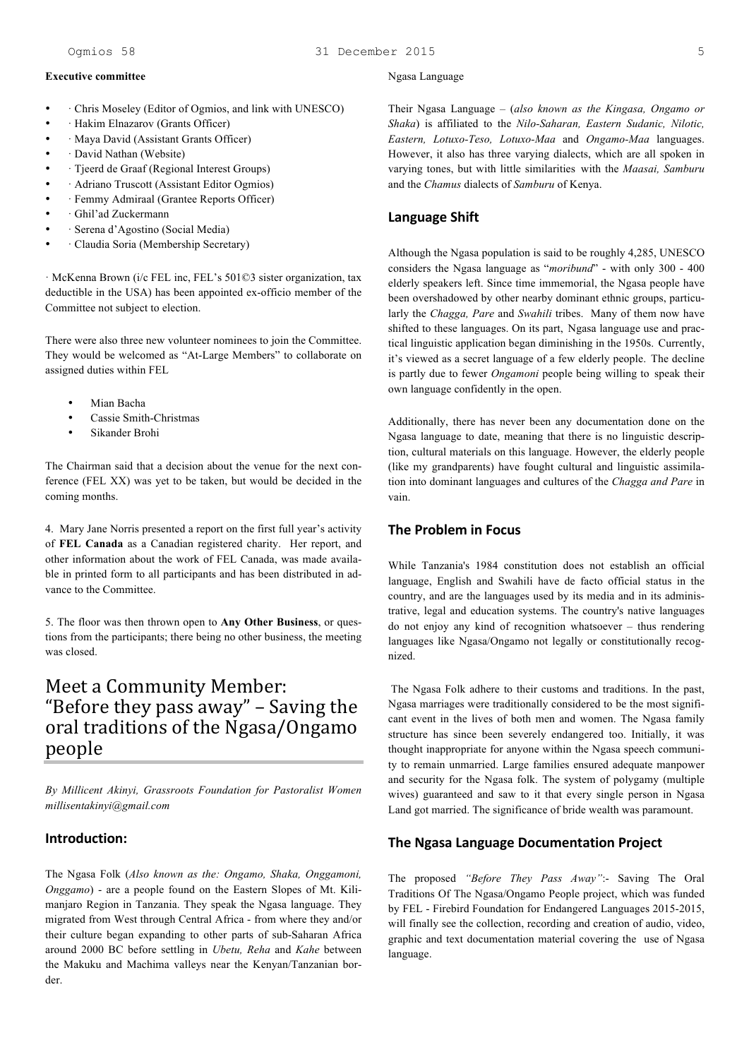**Executive committee**

- · Chris Moseley (Editor of Ogmios, and link with UNESCO)
- · Hakim Elnazarov (Grants Officer)
- · Maya David (Assistant Grants Officer)
- · David Nathan (Website)
- · Tjeerd de Graaf (Regional Interest Groups)
- · Adriano Truscott (Assistant Editor Ogmios)
- · Femmy Admiraal (Grantee Reports Officer)
- · Ghil'ad Zuckermann
- · Serena d'Agostino (Social Media)
- · Claudia Soria (Membership Secretary)

· McKenna Brown (i/c FEL inc, FEL's 501©3 sister organization, tax deductible in the USA) has been appointed ex-officio member of the Committee not subject to election.

There were also three new volunteer nominees to join the Committee. They would be welcomed as "At-Large Members" to collaborate on assigned duties within FEL

- Mian Bacha
- Cassie Smith-Christmas
- Sikander Brohi

The Chairman said that a decision about the venue for the next conference (FEL XX) was yet to be taken, but would be decided in the coming months.

4. Mary Jane Norris presented a report on the first full year's activity of **FEL Canada** as a Canadian registered charity. Her report, and other information about the work of FEL Canada, was made available in printed form to all participants and has been distributed in advance to the Committee.

5. The floor was then thrown open to **Any Other Business**, or questions from the participants; there being no other business, the meeting was closed.

# Meet a Community Member: "Before they pass away" – Saving the oral traditions of the Ngasa/Ongamo people

*By Millicent Akinyi, Grassroots Foundation for Pastoralist Women millisentakinyi@gmail.com*

## Introduction:

The Ngasa Folk (*Also known as the: Ongamo, Shaka, Onggamoni, Onggamo*) - are a people found on the Eastern Slopes of Mt. Kilimanjaro Region in Tanzania. They speak the Ngasa language. They migrated from West through Central Africa - from where they and/or their culture began expanding to other parts of sub-Saharan Africa around 2000 BC before settling in *Ubetu, Reha* and *Kahe* between the Makuku and Machima valleys near the Kenyan/Tanzanian border.

Ngasa Language

Their Ngasa Language – (*also known as the Kingasa, Ongamo or Shaka*) is affiliated to the *Nilo-Saharan, Eastern Sudanic, Nilotic, Eastern, Lotuxo-Teso, Lotuxo-Maa* and *Ongamo-Maa* languages. However, it also has three varying dialects, which are all spoken in varying tones, but with little similarities with the *Maasai, Samburu* and the *Chamus* dialects of *Samburu* of Kenya.

## Language Shift

Although the Ngasa population is said to be roughly 4,285, UNESCO considers the Ngasa language as "*moribund*" - with only 300 - 400 elderly speakers left. Since time immemorial, the Ngasa people have been overshadowed by other nearby dominant ethnic groups, particularly the *Chagga, Pare* and *Swahili* tribes. Many of them now have shifted to these languages. On its part, Ngasa language use and practical linguistic application began diminishing in the 1950s. Currently, it's viewed as a secret language of a few elderly people. The decline is partly due to fewer *Ongamoni* people being willing to speak their own language confidently in the open.

Additionally, there has never been any documentation done on the Ngasa language to date, meaning that there is no linguistic description, cultural materials on this language. However, the elderly people (like my grandparents) have fought cultural and linguistic assimilation into dominant languages and cultures of the *Chagga and Pare* in vain.

## The Problem in Focus

While Tanzania's 1984 constitution does not establish an official language, English and Swahili have de facto official status in the country, and are the languages used by its media and in its administrative, legal and education systems. The country's native languages do not enjoy any kind of recognition whatsoever – thus rendering languages like Ngasa/Ongamo not legally or constitutionally recognized.

The Ngasa Folk adhere to their customs and traditions. In the past, Ngasa marriages were traditionally considered to be the most significant event in the lives of both men and women. The Ngasa family structure has since been severely endangered too. Initially, it was thought inappropriate for anyone within the Ngasa speech community to remain unmarried. Large families ensured adequate manpower and security for the Ngasa folk. The system of polygamy (multiple wives) guaranteed and saw to it that every single person in Ngasa Land got married. The significance of bride wealth was paramount.

## The Ngasa Language Documentation Project

The proposed *"Before They Pass Away"*:- Saving The Oral Traditions Of The Ngasa/Ongamo People project, which was funded by FEL - Firebird Foundation for Endangered Languages 2015-2015, will finally see the collection, recording and creation of audio, video, graphic and text documentation material covering the use of Ngasa language.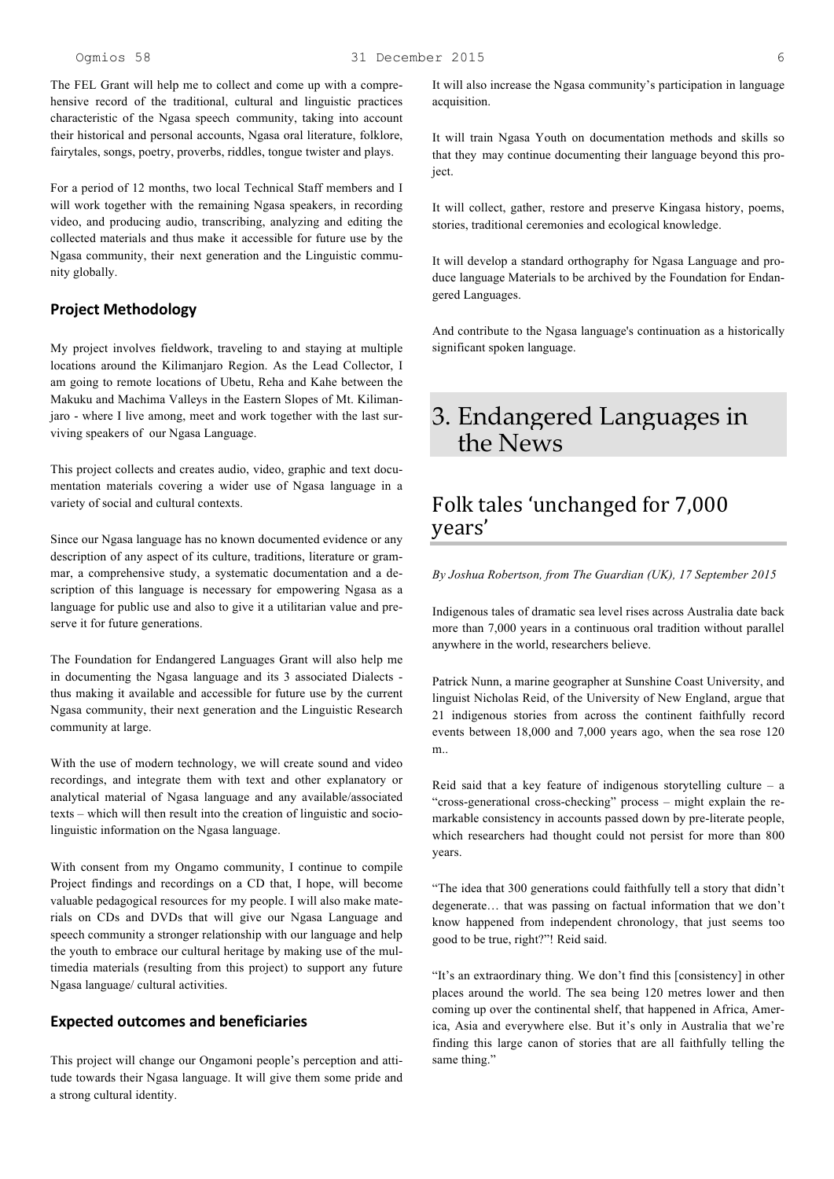The FEL Grant will help me to collect and come up with a comprehensive record of the traditional, cultural and linguistic practices characteristic of the Ngasa speech community, taking into account their historical and personal accounts, Ngasa oral literature, folklore, fairytales, songs, poetry, proverbs, riddles, tongue twister and plays.

For a period of 12 months, two local Technical Staff members and I will work together with the remaining Ngasa speakers, in recording video, and producing audio, transcribing, analyzing and editing the collected materials and thus make it accessible for future use by the Ngasa community, their next generation and the Linguistic community globally.

### Project Methodology

My project involves fieldwork, traveling to and staying at multiple locations around the Kilimanjaro Region. As the Lead Collector, I am going to remote locations of Ubetu, Reha and Kahe between the Makuku and Machima Valleys in the Eastern Slopes of Mt. Kilimanjaro - where I live among, meet and work together with the last surviving speakers of our Ngasa Language.

This project collects and creates audio, video, graphic and text documentation materials covering a wider use of Ngasa language in a variety of social and cultural contexts.

Since our Ngasa language has no known documented evidence or any description of any aspect of its culture, traditions, literature or grammar, a comprehensive study, a systematic documentation and a description of this language is necessary for empowering Ngasa as a language for public use and also to give it a utilitarian value and preserve it for future generations.

The Foundation for Endangered Languages Grant will also help me in documenting the Ngasa language and its 3 associated Dialects - thus making it available and accessible for future use by the current Ngasa community, their next generation and the Linguistic Research community at large.

With the use of modern technology, we will create sound and video recordings, and integrate them with text and other explanatory or analytical material of Ngasa language and any available/associated texts – which will then result into the creation of linguistic and sociolinguistic information on the Ngasa language.

With consent from my Ongamo community, I continue to compile Project findings and recordings on a CD that, I hope, will become valuable pedagogical resources for my people. I will also make materials on CDs and DVDs that will give our Ngasa Language and speech community a stronger relationship with our language and help the youth to embrace our cultural heritage by making use of the multimedia materials (resulting from this project) to support any future Ngasa language/ cultural activities.

### Expected outcomes and beneficiaries

This project will change our Ongamoni people's perception and attitude towards their Ngasa language. It will give them some pride and a strong cultural identity.

It will also increase the Ngasa community's participation in language acquisition.

It will train Ngasa Youth on documentation methods and skills so that they may continue documenting their language beyond this project.

It will collect, gather, restore and preserve Kingasa history, poems, stories, traditional ceremonies and ecological knowledge.

It will develop a standard orthography for Ngasa Language and produce language Materials to be archived by the Foundation for Endangered Languages.

And contribute to the Ngasa language's continuation as a historically significant spoken language.

# 3. Endangered Languages in the News

## Folk tales 'unchanged for 7,000 years'

*By Joshua Robertson, from The Guardian (UK), 17 September 2015*

Indigenous tales of dramatic sea level rises across Australia date back more than 7,000 years in a continuous oral tradition without parallel anywhere in the world, researchers believe.

Patrick Nunn, a marine geographer at Sunshine Coast University, and linguist Nicholas Reid, of the University of New England, argue that 21 indigenous stories from across the continent faithfully record events between 18,000 and 7,000 years ago, when the sea rose 120 m..

Reid said that a key feature of indigenous storytelling culture – a "cross-generational cross-checking" process – might explain the remarkable consistency in accounts passed down by pre-literate people, which researchers had thought could not persist for more than 800 years.

"The idea that 300 generations could faithfully tell a story that didn't degenerate… that was passing on factual information that we don't know happened from independent chronology, that just seems too good to be true, right?"! Reid said.

"It's an extraordinary thing. We don't find this [consistency] in other places around the world. The sea being 120 metres lower and then coming up over the continental shelf, that happened in Africa, America, Asia and everywhere else. But it's only in Australia that we're finding this large canon of stories that are all faithfully telling the same thing."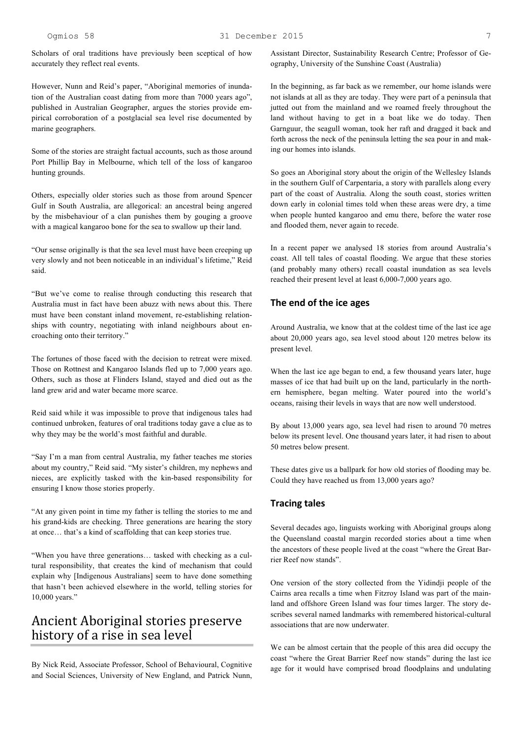Scholars of oral traditions have previously been sceptical of how accurately they reflect real events.

However, Nunn and Reid's paper, "Aboriginal memories of inundation of the Australian coast dating from more than 7000 years ago", published in Australian Geographer, argues the stories provide empirical corroboration of a postglacial sea level rise documented by marine geographers.

Some of the stories are straight factual accounts, such as those around Port Phillip Bay in Melbourne, which tell of the loss of kangaroo hunting grounds.

Others, especially older stories such as those from around Spencer Gulf in South Australia, are allegorical: an ancestral being angered by the misbehaviour of a clan punishes them by gouging a groove with a magical kangaroo bone for the sea to swallow up their land.

"Our sense originally is that the sea level must have been creeping up very slowly and not been noticeable in an individual's lifetime," Reid said.

"But we've come to realise through conducting this research that Australia must in fact have been abuzz with news about this. There must have been constant inland movement, re-establishing relationships with country, negotiating with inland neighbours about encroaching onto their territory."

The fortunes of those faced with the decision to retreat were mixed. Those on Rottnest and Kangaroo Islands fled up to 7,000 years ago. Others, such as those at Flinders Island, stayed and died out as the land grew arid and water became more scarce.

Reid said while it was impossible to prove that indigenous tales had continued unbroken, features of oral traditions today gave a clue as to why they may be the world's most faithful and durable.

"Say I'm a man from central Australia, my father teaches me stories about my country," Reid said. "My sister's children, my nephews and nieces, are explicitly tasked with the kin-based responsibility for ensuring I know those stories properly.

"At any given point in time my father is telling the stories to me and his grand-kids are checking. Three generations are hearing the story at once… that's a kind of scaffolding that can keep stories true.

"When you have three generations… tasked with checking as a cultural responsibility, that creates the kind of mechanism that could explain why [Indigenous Australians] seem to have done something that hasn't been achieved elsewhere in the world, telling stories for 10,000 years."

# Ancient Aboriginal stories preserve history of a rise in sea level

By Nick Reid, Associate Professor, School of Behavioural, Cognitive and Social Sciences, University of New England, and Patrick Nunn, Assistant Director, Sustainability Research Centre; Professor of Geography, University of the Sunshine Coast (Australia)

In the beginning, as far back as we remember, our home islands were not islands at all as they are today. They were part of a peninsula that jutted out from the mainland and we roamed freely throughout the land without having to get in a boat like we do today. Then Garnguur, the seagull woman, took her raft and dragged it back and forth across the neck of the peninsula letting the sea pour in and making our homes into islands.

So goes an Aboriginal story about the origin of the Wellesley Islands in the southern Gulf of Carpentaria, a story with parallels along every part of the coast of Australia. Along the south coast, stories written down early in colonial times told when these areas were dry, a time when people hunted kangaroo and emu there, before the water rose and flooded them, never again to recede.

In a recent paper we analysed 18 stories from around Australia's coast. All tell tales of coastal flooding. We argue that these stories (and probably many others) recall coastal inundation as sea levels reached their present level at least 6,000-7,000 years ago.

## The end of the ice ages

Around Australia, we know that at the coldest time of the last ice age about 20,000 years ago, sea level stood about 120 metres below its present level.

When the last ice age began to end, a few thousand years later, huge masses of ice that had built up on the land, particularly in the northern hemisphere, began melting. Water poured into the world's oceans, raising their levels in ways that are now well understood.

By about 13,000 years ago, sea level had risen to around 70 metres below its present level. One thousand years later, it had risen to about 50 metres below present.

These dates give us a ballpark for how old stories of flooding may be. Could they have reached us from 13,000 years ago?

## Tracing tales

Several decades ago, linguists working with Aboriginal groups along the Queensland coastal margin recorded stories about a time when the ancestors of these people lived at the coast "where the Great Barrier Reef now stands".

One version of the story collected from the Yidindji people of the Cairns area recalls a time when Fitzroy Island was part of the mainland and offshore Green Island was four times larger. The story describes several named landmarks with remembered historical-cultural associations that are now underwater.

We can be almost certain that the people of this area did occupy the coast "where the Great Barrier Reef now stands" during the last ice age for it would have comprised broad floodplains and undulating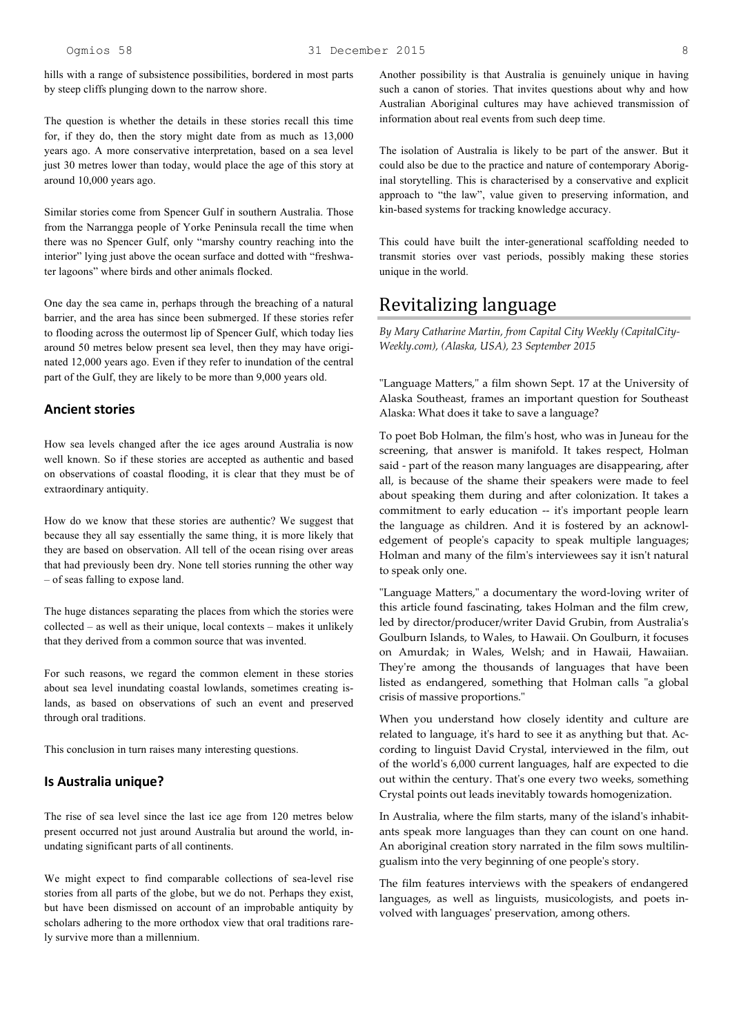hills with a range of subsistence possibilities, bordered in most parts by steep cliffs plunging down to the narrow shore.

The question is whether the details in these stories recall this time for, if they do, then the story might date from as much as 13,000 years ago. A more conservative interpretation, based on a sea level just 30 metres lower than today, would place the age of this story at around 10,000 years ago.

Similar stories come from Spencer Gulf in southern Australia. Those from the Narrangga people of Yorke Peninsula recall the time when there was no Spencer Gulf, only "marshy country reaching into the interior" lying just above the ocean surface and dotted with "freshwater lagoons" where birds and other animals flocked.

One day the sea came in, perhaps through the breaching of a natural barrier, and the area has since been submerged. If these stories refer to flooding across the outermost lip of Spencer Gulf, which today lies around 50 metres below present sea level, then they may have originated 12,000 years ago. Even if they refer to inundation of the central part of the Gulf, they are likely to be more than 9,000 years old.

### Ancient stories

How sea levels changed after the ice ages around Australia is now well known. So if these stories are accepted as authentic and based on observations of coastal flooding, it is clear that they must be of extraordinary antiquity.

How do we know that these stories are authentic? We suggest that because they all say essentially the same thing, it is more likely that they are based on observation. All tell of the ocean rising over areas that had previously been dry. None tell stories running the other way – of seas falling to expose land.

The huge distances separating the places from which the stories were collected – as well as their unique, local contexts – makes it unlikely that they derived from a common source that was invented.

For such reasons, we regard the common element in these stories about sea level inundating coastal lowlands, sometimes creating islands, as based on observations of such an event and preserved through oral traditions.

This conclusion in turn raises many interesting questions.

### Is Australia unique?

The rise of sea level since the last ice age from 120 metres below present occurred not just around Australia but around the world, inundating significant parts of all continents.

We might expect to find comparable collections of sea-level rise stories from all parts of the globe, but we do not. Perhaps they exist, but have been dismissed on account of an improbable antiquity by scholars adhering to the more orthodox view that oral traditions rarely survive more than a millennium.

Another possibility is that Australia is genuinely unique in having such a canon of stories. That invites questions about why and how Australian Aboriginal cultures may have achieved transmission of information about real events from such deep time.

The isolation of Australia is likely to be part of the answer. But it could also be due to the practice and nature of contemporary Aboriginal storytelling. This is characterised by a conservative and explicit approach to "the law", value given to preserving information, and kin-based systems for tracking knowledge accuracy.

This could have built the inter-generational scaffolding needed to transmit stories over vast periods, possibly making these stories unique in the world.

## Revitalizing language

*By Mary Catharine Martin, from Capital City Weekly (CapitalCityWeekly.com), (Alaska, USA), 23 September 2015*

"Language Matters," a film shown Sept. 17 at the University of Alaska Southeast, frames an important question for Southeast Alaska: What does it take to save a language?

To poet Bob Holman, the film's host, who was in Juneau for the screening, that answer is manifold. It takes respect, Holman said - part of the reason many languages are disappearing, after all, is because of the shame their speakers were made to feel about speaking them during and after colonization. It takes a commitment to early education -- it's important people learn the language as children. And it is fostered by an acknowledgement of people's capacity to speak multiple languages; Holman and many of the film's interviewees say it isn't natural to speak only one.

"Language Matters," a documentary the word-loving writer of this article found fascinating, takes Holman and the film crew, led by director/producer/writer David Grubin, from Australia's Goulburn Islands, to Wales, to Hawaii. On Goulburn, it focuses on Amurdak; in Wales, Welsh; and in Hawaii, Hawaiian. They're among the thousands of languages that have been listed as endangered, something that Holman calls "a global crisis of massive proportions."

When you understand how closely identity and culture are related to language, it's hard to see it as anything but that. According to linguist David Crystal, interviewed in the film, out of the world's 6,000 current languages, half are expected to die out within the century. That's one every two weeks, something Crystal points out leads inevitably towards homogenization.

In Australia, where the film starts, many of the island's inhabitants speak more languages than they can count on one hand. An aboriginal creation story narrated in the film sows multilingualism into the very beginning of one people's story.

The film features interviews with the speakers of endangered languages, as well as linguists, musicologists, and poets involved with languages' preservation, among others.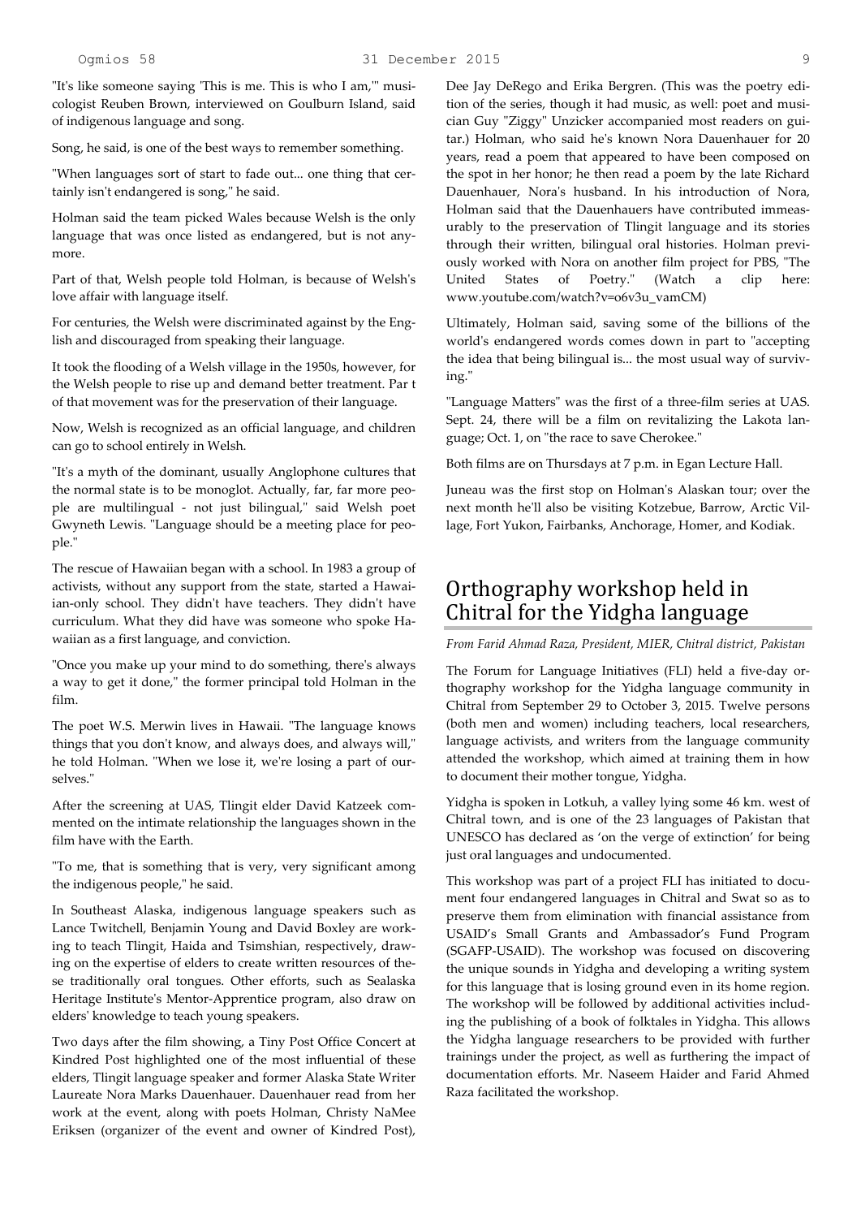"It's like someone saying 'This is me. This is who I am,'" musicologist Reuben Brown, interviewed on Goulburn Island, said of indigenous language and song.

Song, he said, is one of the best ways to remember something.

"When languages sort of start to fade out... one thing that certainly isn't endangered is song," he said.

Holman said the team picked Wales because Welsh is the only language that was once listed as endangered, but is not anymore.

Part of that, Welsh people told Holman, is because of Welsh's love affair with language itself.

For centuries, the Welsh were discriminated against by the English and discouraged from speaking their language.

It took the flooding of a Welsh village in the 1950s, however, for the Welsh people to rise up and demand better treatment. Par t of that movement was for the preservation of their language.

Now, Welsh is recognized as an official language, and children can go to school entirely in Welsh.

"It's a myth of the dominant, usually Anglophone cultures that the normal state is to be monoglot. Actually, far, far more people are multilingual - not just bilingual," said Welsh poet Gwyneth Lewis. "Language should be a meeting place for people."

The rescue of Hawaiian began with a school. In 1983 a group of activists, without any support from the state, started a Hawaiian-only school. They didn't have teachers. They didn't have curriculum. What they did have was someone who spoke Hawaiian as a first language, and conviction.

"Once you make up your mind to do something, there's always a way to get it done," the former principal told Holman in the film.

The poet W.S. Merwin lives in Hawaii. "The language knows things that you don't know, and always does, and always will," he told Holman. "When we lose it, we're losing a part of ourselves."

After the screening at UAS, Tlingit elder David Katzeek commented on the intimate relationship the languages shown in the film have with the Earth.

"To me, that is something that is very, very significant among the indigenous people," he said.

In Southeast Alaska, indigenous language speakers such as Lance Twitchell, Benjamin Young and David Boxley are working to teach Tlingit, Haida and Tsimshian, respectively, drawing on the expertise of elders to create written resources of these traditionally oral tongues. Other efforts, such as Sealaska Heritage Institute's Mentor-Apprentice program, also draw on elders' knowledge to teach young speakers.

Two days after the film showing, a Tiny Post Office Concert at Kindred Post highlighted one of the most influential of these elders, Tlingit language speaker and former Alaska State Writer Laureate Nora Marks Dauenhauer. Dauenhauer read from her work at the event, along with poets Holman, Christy NaMee Eriksen (organizer of the event and owner of Kindred Post), Dee Jay DeRego and Erika Bergren. (This was the poetry edition of the series, though it had music, as well: poet and musician Guy "Ziggy" Unzicker accompanied most readers on guitar.) Holman, who said he's known Nora Dauenhauer for 20 years, read a poem that appeared to have been composed on the spot in her honor; he then read a poem by the late Richard Dauenhauer, Nora's husband. In his introduction of Nora, Holman said that the Dauenhauers have contributed immeasurably to the preservation of Tlingit language and its stories through their written, bilingual oral histories. Holman previously worked with Nora on another film project for PBS, "The United States of Poetry." (Watch a clip here: www.youtube.com/watch?v=o6v3u_vamCM)

Ultimately, Holman said, saving some of the billions of the world's endangered words comes down in part to "accepting the idea that being bilingual is... the most usual way of surviving."

"Language Matters" was the first of a three-film series at UAS. Sept. 24, there will be a film on revitalizing the Lakota language; Oct. 1, on "the race to save Cherokee."

Both films are on Thursdays at 7 p.m. in Egan Lecture Hall.

Juneau was the first stop on Holman's Alaskan tour; over the next month he'll also be visiting Kotzebue, Barrow, Arctic Village, Fort Yukon, Fairbanks, Anchorage, Homer, and Kodiak.

## Orthography workshop held in Chitral for the Yidgha language

*From Farid Ahmad Raza, President, MIER, Chitral district, Pakistan*

The Forum for Language Initiatives (FLI) held a five-day orthography workshop for the Yidgha language community in Chitral from September 29 to October 3, 2015. Twelve persons (both men and women) including teachers, local researchers, language activists, and writers from the language community attended the workshop, which aimed at training them in how to document their mother tongue, Yidgha.

Yidgha is spoken in Lotkuh, a valley lying some 46 km. west of Chitral town, and is one of the 23 languages of Pakistan that UNESCO has declared as 'on the verge of extinction' for being just oral languages and undocumented.

This workshop was part of a project FLI has initiated to document four endangered languages in Chitral and Swat so as to preserve them from elimination with financial assistance from USAID's Small Grants and Ambassador's Fund Program (SGAFP-USAID). The workshop was focused on discovering the unique sounds in Yidgha and developing a writing system for this language that is losing ground even in its home region. The workshop will be followed by additional activities including the publishing of a book of folktales in Yidgha. This allows the Yidgha language researchers to be provided with further trainings under the project, as well as furthering the impact of documentation efforts. Mr. Naseem Haider and Farid Ahmed Raza facilitated the workshop.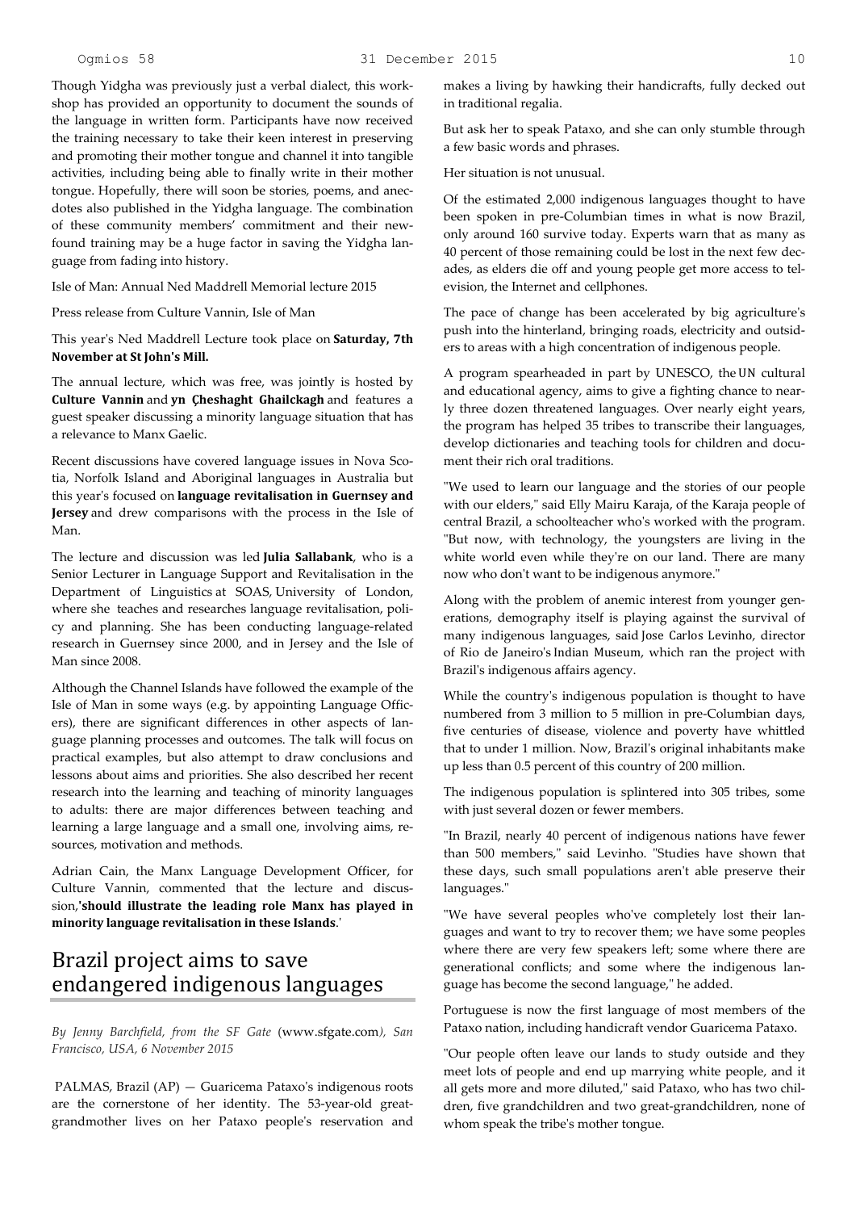Though Yidgha was previously just a verbal dialect, this workshop has provided an opportunity to document the sounds of the language in written form. Participants have now received the training necessary to take their keen interest in preserving and promoting their mother tongue and channel it into tangible activities, including being able to finally write in their mother tongue. Hopefully, there will soon be stories, poems, and anecdotes also published in the Yidgha language. The combination of these community members' commitment and their newfound training may be a huge factor in saving the Yidgha language from fading into history.

Isle of Man: Annual Ned Maddrell Memorial lecture 2015

Press release from Culture Vannin, Isle of Man

This year's Ned Maddrell Lecture took place on **Saturday, 7th November at St John's Mill.**

The annual lecture, which was free, was jointly is hosted by **Culture Vannin** and **yn Çheshaght Ghailckagh** and features a guest speaker discussing a minority language situation that has a relevance to Manx Gaelic.

Recent discussions have covered language issues in Nova Scotia, Norfolk Island and Aboriginal languages in Australia but this year's focused on **language revitalisation in Guernsey and Jersey** and drew comparisons with the process in the Isle of Man.

The lecture and discussion was led **Julia Sallabank**, who is a Senior Lecturer in Language Support and Revitalisation in the Department of Linguistics at SOAS, University of London, where she teaches and researches language revitalisation, policy and planning. She has been conducting language-related research in Guernsey since 2000, and in Jersey and the Isle of Man since 2008.

Although the Channel Islands have followed the example of the Isle of Man in some ways (e.g. by appointing Language Officers), there are significant differences in other aspects of language planning processes and outcomes. The talk will focus on practical examples, but also attempt to draw conclusions and lessons about aims and priorities. She also described her recent research into the learning and teaching of minority languages to adults: there are major differences between teaching and learning a large language and a small one, involving aims, resources, motivation and methods.

Adrian Cain, the Manx Language Development Officer, for Culture Vannin, commented that the lecture and discussion,**'should illustrate the leading role Manx has played in minority language revitalisation in these Islands**.'

## Brazil project aims to save endangered indigenous languages

*By Jenny Barchfield, from the SF Gate* (www.sfgate.com*), San Francisco, USA, 6 November 2015*

PALMAS, Brazil (AP) — Guaricema Pataxo's indigenous roots are the cornerstone of her identity. The 53-year-old great-grandmother lives on her Pataxo people's reservation and makes a living by hawking their handicrafts, fully decked out in traditional regalia.

But ask her to speak Pataxo, and she can only stumble through a few basic words and phrases.

Her situation is not unusual.

Of the estimated 2,000 indigenous languages thought to have been spoken in pre-Columbian times in what is now Brazil, only around 160 survive today. Experts warn that as many as 40 percent of those remaining could be lost in the next few decades, as elders die off and young people get more access to television, the Internet and cellphones.

The pace of change has been accelerated by big agriculture's push into the hinterland, bringing roads, electricity and outsiders to areas with a high concentration of indigenous people.

A program spearheaded in part by UNESCO, the UN cultural and educational agency, aims to give a fighting chance to nearly three dozen threatened languages. Over nearly eight years, the program has helped 35 tribes to transcribe their languages, develop dictionaries and teaching tools for children and document their rich oral traditions.

"We used to learn our language and the stories of our people with our elders," said Elly Mairu Karaja, of the Karaja people of central Brazil, a schoolteacher who's worked with the program. "But now, with technology, the youngsters are living in the white world even while they're on our land. There are many now who don't want to be indigenous anymore."

Along with the problem of anemic interest from younger generations, demography itself is playing against the survival of many indigenous languages, said Jose Carlos Levinho, director of Rio de Janeiro's Indian Museum, which ran the project with Brazil's indigenous affairs agency.

While the country's indigenous population is thought to have numbered from 3 million to 5 million in pre-Columbian days, five centuries of disease, violence and poverty have whittled that to under 1 million. Now, Brazil's original inhabitants make up less than 0.5 percent of this country of 200 million.

The indigenous population is splintered into 305 tribes, some with just several dozen or fewer members.

"In Brazil, nearly 40 percent of indigenous nations have fewer than 500 members," said Levinho. "Studies have shown that these days, such small populations aren't able preserve their languages."

"We have several peoples who've completely lost their languages and want to try to recover them; we have some peoples where there are very few speakers left; some where there are generational conflicts; and some where the indigenous language has become the second language," he added.

Portuguese is now the first language of most members of the Pataxo nation, including handicraft vendor Guaricema Pataxo.

"Our people often leave our lands to study outside and they meet lots of people and end up marrying white people, and it all gets more and more diluted," said Pataxo, who has two children, five grandchildren and two great-grandchildren, none of whom speak the tribe's mother tongue.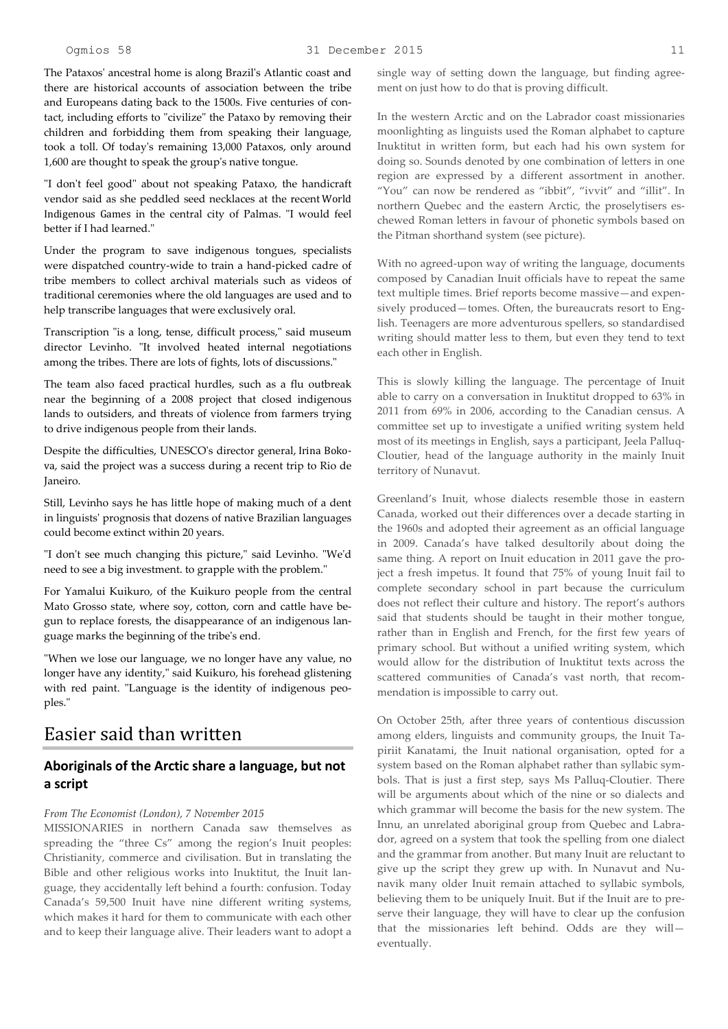The Pataxos' ancestral home is along Brazil's Atlantic coast and there are historical accounts of association between the tribe and Europeans dating back to the 1500s. Five centuries of contact, including efforts to "civilize" the Pataxo by removing their children and forbidding them from speaking their language, took a toll. Of today's remaining 13,000 Pataxos, only around 1,600 are thought to speak the group's native tongue.

"I don't feel good" about not speaking Pataxo, the handicraft vendor said as she peddled seed necklaces at the recent World Indigenous Games in the central city of Palmas. "I would feel better if I had learned."

Under the program to save indigenous tongues, specialists were dispatched country-wide to train a hand-picked cadre of tribe members to collect archival materials such as videos of traditional ceremonies where the old languages are used and to help transcribe languages that were exclusively oral.

Transcription "is a long, tense, difficult process," said museum director Levinho. "It involved heated internal negotiations among the tribes. There are lots of fights, lots of discussions."

The team also faced practical hurdles, such as a flu outbreak near the beginning of a 2008 project that closed indigenous lands to outsiders, and threats of violence from farmers trying to drive indigenous people from their lands.

Despite the difficulties, UNESCO's director general, Irina Bokova, said the project was a success during a recent trip to Rio de Janeiro.

Still, Levinho says he has little hope of making much of a dent in linguists' prognosis that dozens of native Brazilian languages could become extinct within 20 years.

"I don't see much changing this picture," said Levinho. "We'd need to see a big investment. to grapple with the problem."

For Yamalui Kuikuro, of the Kuikuro people from the central Mato Grosso state, where soy, cotton, corn and cattle have begun to replace forests, the disappearance of an indigenous language marks the beginning of the tribe's end.

"When we lose our language, we no longer have any value, no longer have any identity," said Kuikuro, his forehead glistening with red paint. "Language is the identity of indigenous peoples."

# Easier said than written

### Aboriginals of the Arctic share a language, but not a script

*From The Economist (London), 7 November 2015*

MISSIONARIES in northern Canada saw themselves as spreading the "three Cs" among the region's Inuit peoples: Christianity, commerce and civilisation. But in translating the Bible and other religious works into Inuktitut, the Inuit language, they accidentally left behind a fourth: confusion. Today Canada's 59,500 Inuit have nine different writing systems, which makes it hard for them to communicate with each other and to keep their language alive. Their leaders want to adopt a single way of setting down the language, but finding agreement on just how to do that is proving difficult.

In the western Arctic and on the Labrador coast missionaries moonlighting as linguists used the Roman alphabet to capture Inuktitut in written form, but each had his own system for doing so. Sounds denoted by one combination of letters in one region are expressed by a different assortment in another. "You" can now be rendered as "ibbit", "ivvit" and "illit". In northern Quebec and the eastern Arctic, the proselytisers eschewed Roman letters in favour of phonetic symbols based on the Pitman shorthand system (see picture).

With no agreed-upon way of writing the language, documents composed by Canadian Inuit officials have to repeat the same text multiple times. Brief reports become massive—and expensively produced—tomes. Often, the bureaucrats resort to English. Teenagers are more adventurous spellers, so standardised writing should matter less to them, but even they tend to text each other in English.

This is slowly killing the language. The percentage of Inuit able to carry on a conversation in Inuktitut dropped to 63% in 2011 from 69% in 2006, according to the Canadian census. A committee set up to investigate a unified writing system held most of its meetings in English, says a participant, Jeela Palluq-Cloutier, head of the language authority in the mainly Inuit territory of Nunavut.

Greenland's Inuit, whose dialects resemble those in eastern Canada, worked out their differences over a decade starting in the 1960s and adopted their agreement as an official language in 2009. Canada's have talked desultorily about doing the same thing. A report on Inuit education in 2011 gave the project a fresh impetus. It found that 75% of young Inuit fail to complete secondary school in part because the curriculum does not reflect their culture and history. The report's authors said that students should be taught in their mother tongue, rather than in English and French, for the first few years of primary school. But without a unified writing system, which would allow for the distribution of Inuktitut texts across the scattered communities of Canada's vast north, that recommendation is impossible to carry out.

On October 25th, after three years of contentious discussion among elders, linguists and community groups, the Inuit Tapiriit Kanatami, the Inuit national organisation, opted for a system based on the Roman alphabet rather than syllabic symbols. That is just a first step, says Ms Palluq-Cloutier. There will be arguments about which of the nine or so dialects and which grammar will become the basis for the new system. The Innu, an unrelated aboriginal group from Quebec and Labrador, agreed on a system that took the spelling from one dialect and the grammar from another. But many Inuit are reluctant to give up the script they grew up with. In Nunavut and Nunavik many older Inuit remain attached to syllabic symbols, believing them to be uniquely Inuit. But if the Inuit are to preserve their language, they will have to clear up the confusion that the missionaries left behind. Odds are they will—eventually.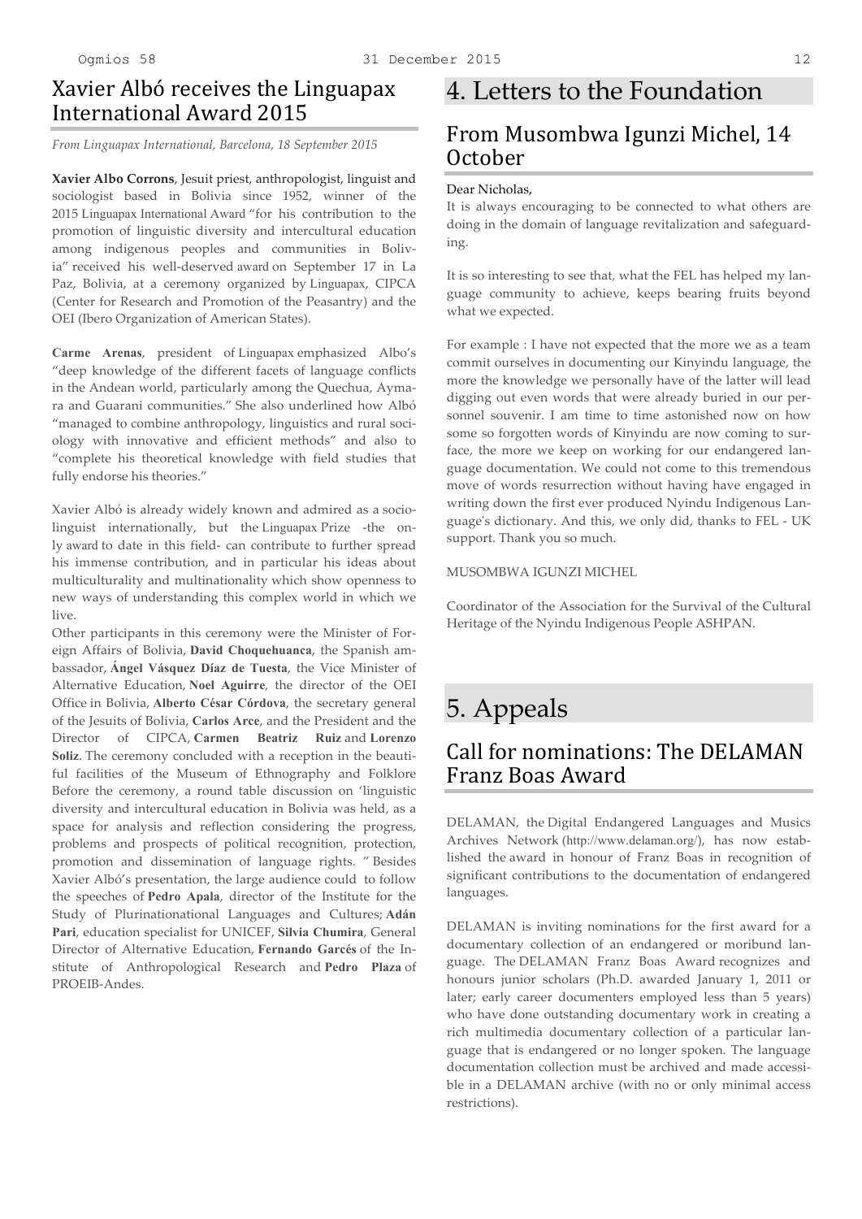## Xavier Albó receives the Linguapax International Award 2015

*From Linguapax International, Barcelona, 18 September 2015*

**Xavier Albo Corrons**, Jesuit priest, anthropologist, linguist and sociologist based in Bolivia since 1952, winner of the 2015 Linguapax International Award "for his contribution to the promotion of linguistic diversity and intercultural education among indigenous peoples and communities in Bolivia" received his well-deserved award on September 17 in La Paz, Bolivia, at a ceremony organized by Linguapax, CIPCA (Center for Research and Promotion of the Peasantry) and the OEI (Ibero Organization of American States).

**Carme Arenas**, president of Linguapax emphasized Albo's "deep knowledge of the different facets of language conflicts in the Andean world, particularly among the Quechua, Aymara and Guarani communities." She also underlined how Albó "managed to combine anthropology, linguistics and rural sociology with innovative and efficient methods" and also to "complete his theoretical knowledge with field studies that fully endorse his theories."

Xavier Albó is already widely known and admired as a sociolinguist internationally, but the Linguapax Prize -the only award to date in this field- can contribute to further spread his immense contribution, and in particular his ideas about multiculturality and multinationality which show openness to new ways of understanding this complex world in which we live.

Other participants in this ceremony were the Minister of Foreign Affairs of Bolivia, **David Choquehuanca**, the Spanish ambassador, **Ángel Vásquez Díaz de Tuesta**, the Vice Minister of Alternative Education, **Noel Aguirre**, the director of the OEI Office in Bolivia, **Alberto César Córdova**, the secretary general of the Jesuits of Bolivia, **Carlos Arce**, and the President and the Director of CIPCA, **Carmen Beatriz Ruiz** and **Lorenzo Soliz**. The ceremony concluded with a reception in the beautiful facilities of the Museum of Ethnography and Folklore Before the ceremony, a round table discussion on 'linguistic diversity and intercultural education in Bolivia was held, as a space for analysis and reflection considering the progress, problems and prospects of political recognition, protection, promotion and dissemination of language rights. " Besides Xavier Albó's presentation, the large audience could to follow the speeches of **Pedro Apala**, director of the Institute for the Study of Plurinationational Languages and Cultures; **Adán Pari**, education specialist for UNICEF, **Silvia Chumira**, General Director of Alternative Education, **Fernando Garcés** of the Institute of Anthropological Research and **Pedro Plaza** of PROEIB-Andes.

# 4. Letters to the Foundation

## From Musombwa Igunzi Michel, 14 October

Dear Nicholas,

It is always encouraging to be connected to what others are doing in the domain of language revitalization and safeguarding.

It is so interesting to see that, what the FEL has helped my language community to achieve, keeps bearing fruits beyond what we expected.

For example : I have not expected that the more we as a team commit ourselves in documenting our Kinyindu language, the more the knowledge we personally have of the latter will lead digging out even words that were already buried in our personnel souvenir. I am time to time astonished now on how some so forgotten words of Kinyindu are now coming to surface, the more we keep on working for our endangered language documentation. We could not come to this tremendous move of words resurrection without having have engaged in writing down the first ever produced Nyindu Indigenous Language's dictionary. And this, we only did, thanks to FEL - UK support. Thank you so much.

MUSOMBWA IGUNZI MICHEL

Coordinator of the Association for the Survival of the Cultural Heritage of the Nyindu Indigenous People ASHPAN.

# 5. Appeals

## Call for nominations: The DELAMAN Franz Boas Award

DELAMAN, the Digital Endangered Languages and Musics Archives Network (http://www.delaman.org/), has now established the award in honour of Franz Boas in recognition of significant contributions to the documentation of endangered languages.

DELAMAN is inviting nominations for the first award for a documentary collection of an endangered or moribund language. The DELAMAN Franz Boas Award recognizes and honours junior scholars (Ph.D. awarded January 1, 2011 or later; early career documenters employed less than 5 years) who have done outstanding documentary work in creating a rich multimedia documentary collection of a particular language that is endangered or no longer spoken. The language documentation collection must be archived and made accessible in a DELAMAN archive (with no or only minimal access restrictions).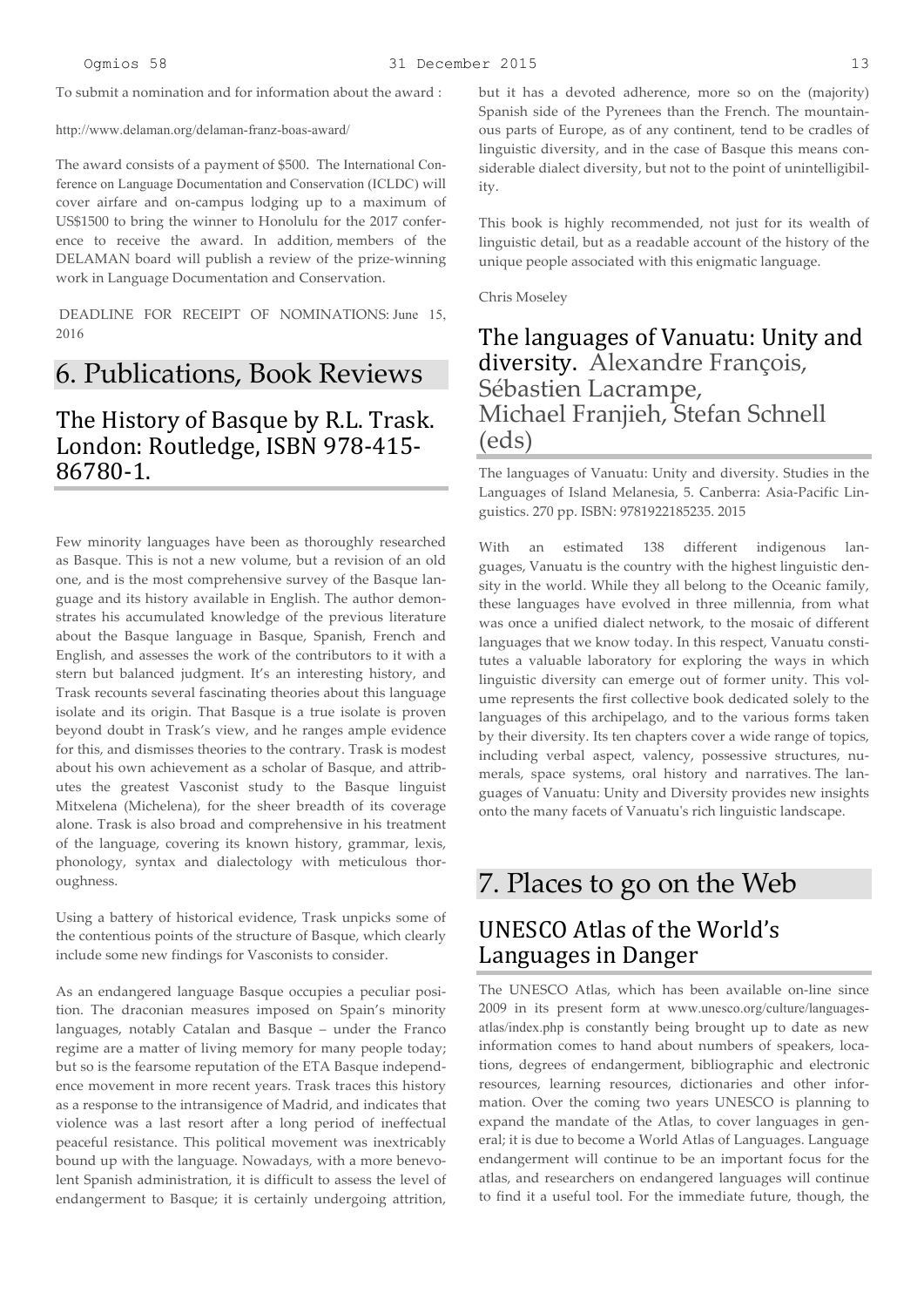To submit a nomination and for information about the award :

http://www.delaman.org/delaman-franz-boas-award/

The award consists of a payment of $500. The International Conference on Language Documentation and Conservation (ICLDC) will cover airfare and on-campus lodging up to a maximum of US$1500 to bring the winner to Honolulu for the 2017 conference to receive the award. In addition, members of the DELAMAN board will publish a review of the prize-winning work in Language Documentation and Conservation.

DEADLINE FOR RECEIPT OF NOMINATIONS: June 15, 2016

# 6. Publications, Book Reviews

## The History of Basque by R.L. Trask. London: Routledge, ISBN 978-415-86780-1.

Few minority languages have been as thoroughly researched as Basque. This is not a new volume, but a revision of an old one, and is the most comprehensive survey of the Basque language and its history available in English. The author demonstrates his accumulated knowledge of the previous literature about the Basque language in Basque, Spanish, French and English, and assesses the work of the contributors to it with a stern but balanced judgment. It's an interesting history, and Trask recounts several fascinating theories about this language isolate and its origin. That Basque is a true isolate is proven beyond doubt in Trask's view, and he ranges ample evidence for this, and dismisses theories to the contrary. Trask is modest about his own achievement as a scholar of Basque, and attributes the greatest Vasconist study to the Basque linguist Mitxelena (Michelena), for the sheer breadth of its coverage alone. Trask is also broad and comprehensive in his treatment of the language, covering its known history, grammar, lexis, phonology, syntax and dialectology with meticulous thoroughness.

Using a battery of historical evidence, Trask unpicks some of the contentious points of the structure of Basque, which clearly include some new findings for Vasconists to consider.

As an endangered language Basque occupies a peculiar position. The draconian measures imposed on Spain's minority languages, notably Catalan and Basque – under the Franco regime are a matter of living memory for many people today; but so is the fearsome reputation of the ETA Basque independence movement in more recent years. Trask traces this history as a response to the intransigence of Madrid, and indicates that violence was a last resort after a long period of ineffectual peaceful resistance. This political movement was inextricably bound up with the language. Nowadays, with a more benevolent Spanish administration, it is difficult to assess the level of endangerment to Basque; it is certainly undergoing attrition, but it has a devoted adherence, more so on the (majority) Spanish side of the Pyrenees than the French. The mountainous parts of Europe, as of any continent, tend to be cradles of linguistic diversity, and in the case of Basque this means considerable dialect diversity, but not to the point of unintelligibility.

This book is highly recommended, not just for its wealth of linguistic detail, but as a readable account of the history of the unique people associated with this enigmatic language.

Chris Moseley

## The languages of Vanuatu: Unity and diversity. Alexandre François, Sébastien Lacrampe, Michael Franjieh, Stefan Schnell (eds)

The languages of Vanuatu: Unity and diversity. Studies in the Languages of Island Melanesia, 5. Canberra: Asia-Pacific Linguistics. 270 pp. ISBN: 9781922185235. 2015

With an estimated 138 different indigenous languages, Vanuatu is the country with the highest linguistic density in the world. While they all belong to the Oceanic family, these languages have evolved in three millennia, from what was once a unified dialect network, to the mosaic of different languages that we know today. In this respect, Vanuatu constitutes a valuable laboratory for exploring the ways in which linguistic diversity can emerge out of former unity. This volume represents the first collective book dedicated solely to the languages of this archipelago, and to the various forms taken by their diversity. Its ten chapters cover a wide range of topics, including verbal aspect, valency, possessive structures, numerals, space systems, oral history and narratives. The languages of Vanuatu: Unity and Diversity provides new insights onto the many facets of Vanuatu's rich linguistic landscape.

# 7. Places to go on the Web

## UNESCO Atlas of the World's Languages in Danger

The UNESCO Atlas, which has been available on-line since 2009 in its present form at www.unesco.org/culture/languages-atlas/index.php is constantly being brought up to date as new information comes to hand about numbers of speakers, locations, degrees of endangerment, bibliographic and electronic resources, learning resources, dictionaries and other information. Over the coming two years UNESCO is planning to expand the mandate of the Atlas, to cover languages in general; it is due to become a World Atlas of Languages. Language endangerment will continue to be an important focus for the atlas, and researchers on endangered languages will continue to find it a useful tool. For the immediate future, though, the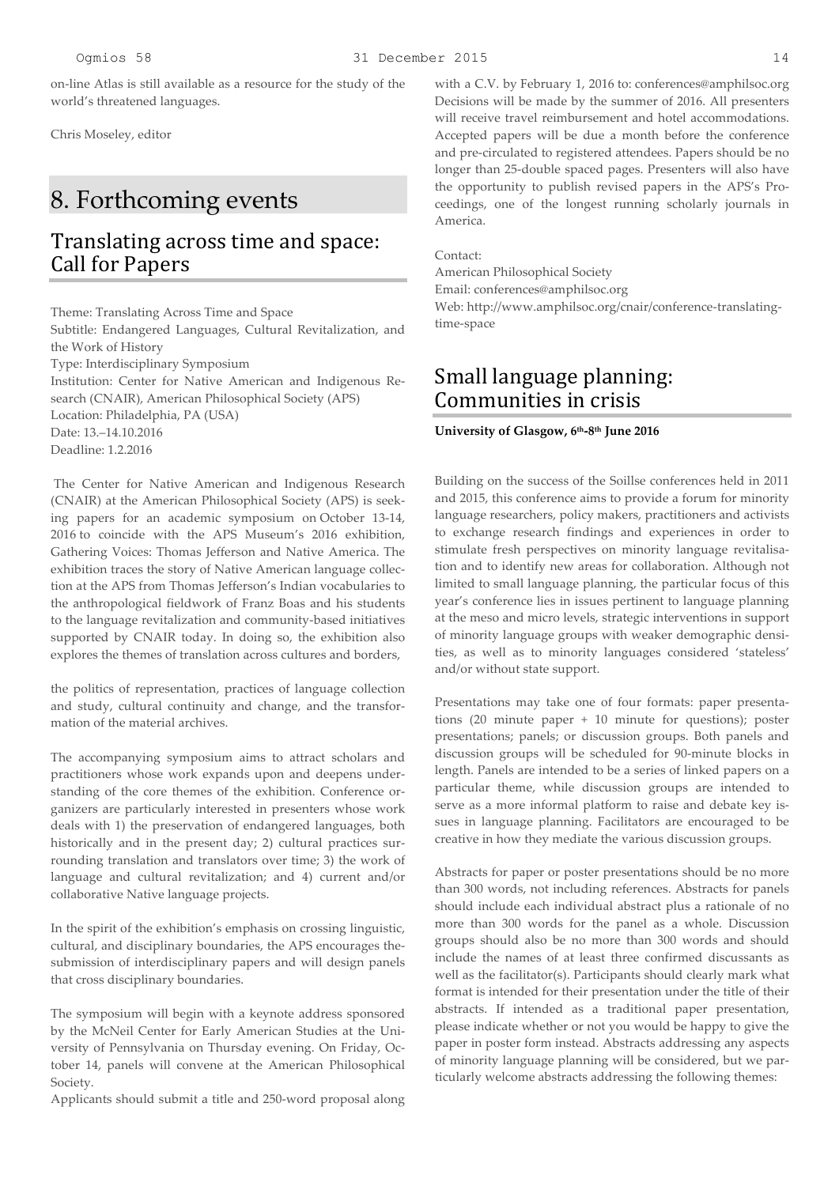on-line Atlas is still available as a resource for the study of the world's threatened languages.

Chris Moseley, editor

# 8. Forthcoming events

## Translating across time and space: Call for Papers

Theme: Translating Across Time and Space
Subtitle: Endangered Languages, Cultural Revitalization, and the Work of History
Type: Interdisciplinary Symposium
Institution: Center for Native American and Indigenous Research (CNAIR), American Philosophical Society (APS)
Location: Philadelphia, PA (USA)
Date: 13.–14.10.2016
Deadline: 1.2.2016

The Center for Native American and Indigenous Research (CNAIR) at the American Philosophical Society (APS) is seeking papers for an academic symposium on October 13-14, 2016 to coincide with the APS Museum's 2016 exhibition, Gathering Voices: Thomas Jefferson and Native America. The exhibition traces the story of Native American language collection at the APS from Thomas Jefferson's Indian vocabularies to the anthropological fieldwork of Franz Boas and his students to the language revitalization and community-based initiatives supported by CNAIR today. In doing so, the exhibition also explores the themes of translation across cultures and borders, the politics of representation, practices of language collection and study, cultural continuity and change, and the transformation of the material archives.

The accompanying symposium aims to attract scholars and practitioners whose work expands upon and deepens understanding of the core themes of the exhibition. Conference organizers are particularly interested in presenters whose work deals with 1) the preservation of endangered languages, both historically and in the present day; 2) cultural practices surrounding translation and translators over time; 3) the work of language and cultural revitalization; and 4) current and/or collaborative Native language projects.

In the spirit of the exhibition's emphasis on crossing linguistic, cultural, and disciplinary boundaries, the APS encourages the submission of interdisciplinary papers and will design panels that cross disciplinary boundaries.

The symposium will begin with a keynote address sponsored by the McNeil Center for Early American Studies at the University of Pennsylvania on Thursday evening. On Friday, October 14, panels will convene at the American Philosophical Society.

Applicants should submit a title and 250-word proposal along with a C.V. by February 1, 2016 to: conferences@amphilsoc.org Decisions will be made by the summer of 2016. All presenters will receive travel reimbursement and hotel accommodations. Accepted papers will be due a month before the conference and pre-circulated to registered attendees. Papers should be no longer than 25-double spaced pages. Presenters will also have the opportunity to publish revised papers in the APS's Proceedings, one of the longest running scholarly journals in America.

Contact:
American Philosophical Society
Email: conferences@amphilsoc.org
Web: http://www.amphilsoc.org/cnair/conference-translating-time-space

## Small language planning: Communities in crisis

**University of Glasgow, 6th-8th June 2016**

Building on the success of the Soillse conferences held in 2011 and 2015, this conference aims to provide a forum for minority language researchers, policy makers, practitioners and activists to exchange research findings and experiences in order to stimulate fresh perspectives on minority language revitalisation and to identify new areas for collaboration. Although not limited to small language planning, the particular focus of this year's conference lies in issues pertinent to language planning at the meso and micro levels, strategic interventions in support of minority language groups with weaker demographic densities, as well as to minority languages considered 'stateless' and/or without state support.

Presentations may take one of four formats: paper presentations (20 minute paper + 10 minute for questions); poster presentations; panels; or discussion groups. Both panels and discussion groups will be scheduled for 90-minute blocks in length. Panels are intended to be a series of linked papers on a particular theme, while discussion groups are intended to serve as a more informal platform to raise and debate key issues in language planning. Facilitators are encouraged to be creative in how they mediate the various discussion groups.

Abstracts for paper or poster presentations should be no more than 300 words, not including references. Abstracts for panels should include each individual abstract plus a rationale of no more than 300 words for the panel as a whole. Discussion groups should also be no more than 300 words and should include the names of at least three confirmed discussants as well as the facilitator(s). Participants should clearly mark what format is intended for their presentation under the title of their abstracts. If intended as a traditional paper presentation, please indicate whether or not you would be happy to give the paper in poster form instead. Abstracts addressing any aspects of minority language planning will be considered, but we particularly welcome abstracts addressing the following themes: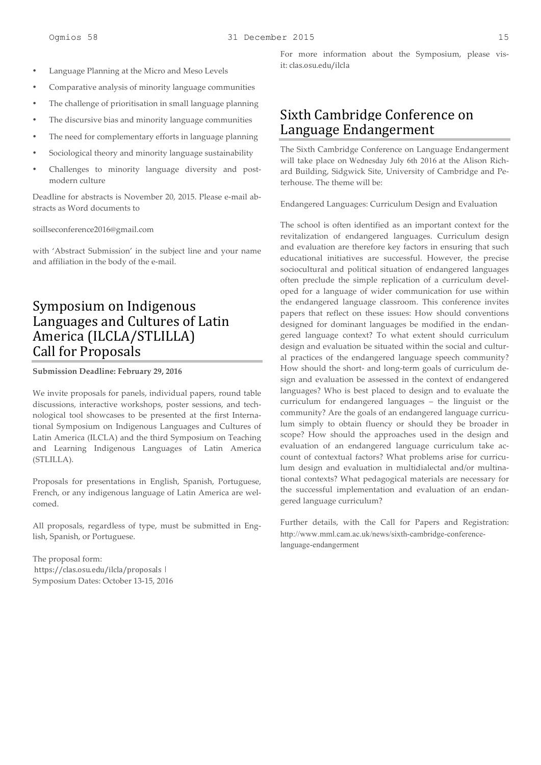- Language Planning at the Micro and Meso Levels
- Comparative analysis of minority language communities
- The challenge of prioritisation in small language planning
- The discursive bias and minority language communities
- The need for complementary efforts in language planning
- Sociological theory and minority language sustainability
- Challenges to minority language diversity and post-modern culture

Deadline for abstracts is November 20, 2015. Please e-mail abstracts as Word documents to

soillseconference2016@gmail.com

with 'Abstract Submission' in the subject line and your name and affiliation in the body of the e-mail.

## Symposium on Indigenous Languages and Cultures of Latin America (ILCLA/STLILLA) Call for Proposals

**Submission Deadline: February 29, 2016**

We invite proposals for panels, individual papers, round table discussions, interactive workshops, poster sessions, and technological tool showcases to be presented at the first International Symposium on Indigenous Languages and Cultures of Latin America (ILCLA) and the third Symposium on Teaching and Learning Indigenous Languages of Latin America (STLILLA).

Proposals for presentations in English, Spanish, Portuguese, French, or any indigenous language of Latin America are welcomed.

All proposals, regardless of type, must be submitted in English, Spanish, or Portuguese.

The proposal form:
https://clas.osu.edu/ilcla/proposals |
Symposium Dates: October 13-15, 2016

For more information about the Symposium, please visit: clas.osu.edu/ilcla

## Sixth Cambridge Conference on Language Endangerment

The Sixth Cambridge Conference on Language Endangerment will take place on Wednesday July 6th 2016 at the Alison Richard Building, Sidgwick Site, University of Cambridge and Peterhouse. The theme will be:

Endangered Languages: Curriculum Design and Evaluation

The school is often identified as an important context for the revitalization of endangered languages. Curriculum design and evaluation are therefore key factors in ensuring that such educational initiatives are successful. However, the precise sociocultural and political situation of endangered languages often preclude the simple replication of a curriculum developed for a language of wider communication for use within the endangered language classroom. This conference invites papers that reflect on these issues: How should conventions designed for dominant languages be modified in the endangered language context? To what extent should curriculum design and evaluation be situated within the social and cultural practices of the endangered language speech community? How should the short- and long-term goals of curriculum design and evaluation be assessed in the context of endangered languages? Who is best placed to design and to evaluate the curriculum for endangered languages – the linguist or the community? Are the goals of an endangered language curriculum simply to obtain fluency or should they be broader in scope? How should the approaches used in the design and evaluation of an endangered language curriculum take account of contextual factors? What problems arise for curriculum design and evaluation in multidialectal and/or multinational contexts? What pedagogical materials are necessary for the successful implementation and evaluation of an endangered language curriculum?

Further details, with the Call for Papers and Registration: http://www.mml.cam.ac.uk/news/sixth-cambridge-conference-language-endangerment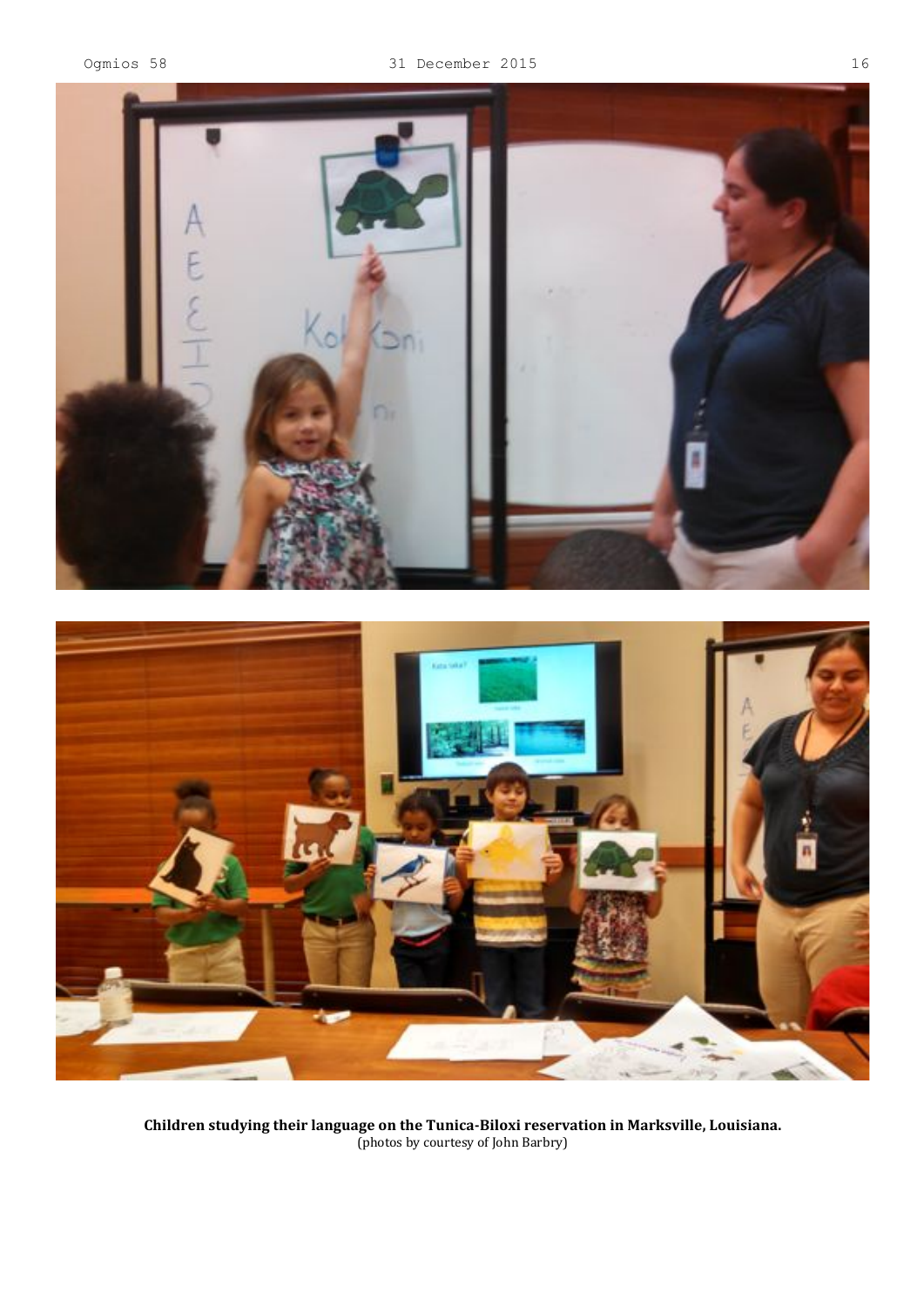**Children studying their language on the Tunica-Biloxi reservation in Marksville, Louisiana.**
(photos by courtesy of John Barbry)